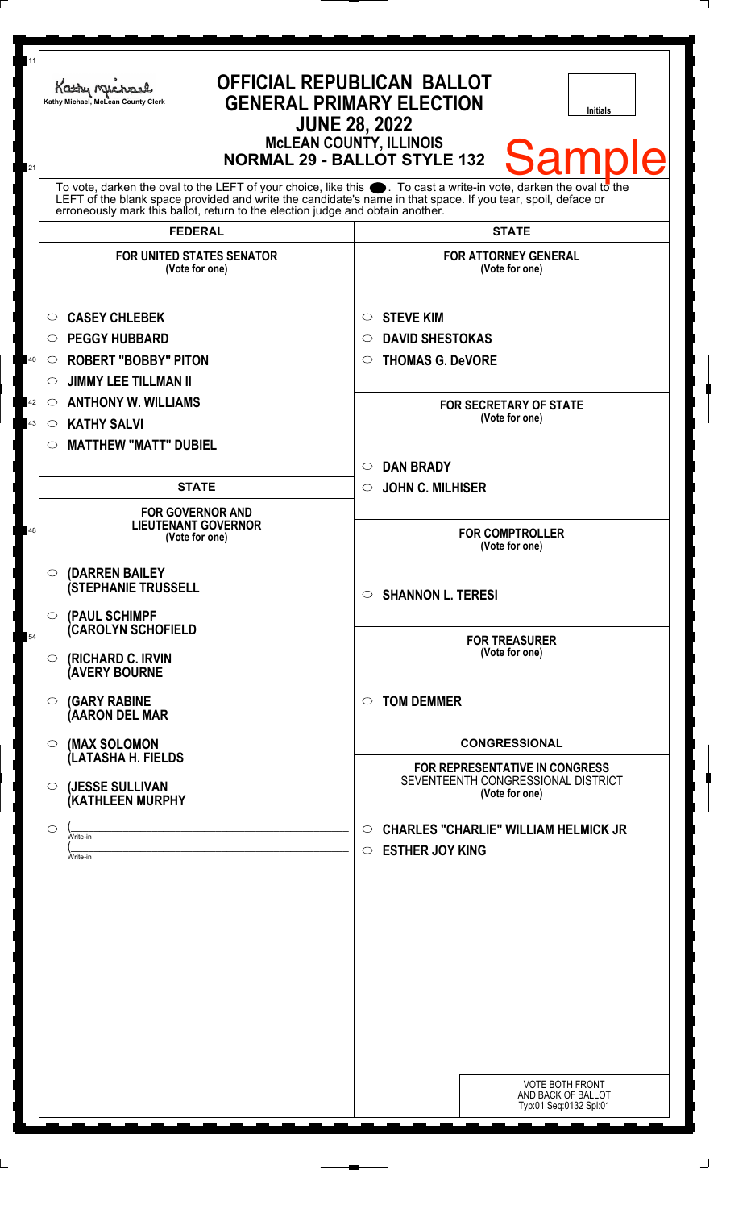Kathy Michael, McLean County Clerk

# OFFICIAL REPUBLICAN BALLOT
## GENERAL PRIMARY ELECTION
### JUNE 28, 2022
### McLEAN COUNTY, ILLINOIS
### NORMAL 29 - BALLOT STYLE 132

Initials

Sample

To vote, darken the oval to the LEFT of your choice, like this ●. To cast a write-in vote, darken the oval to the LEFT of the blank space provided and write the candidate's name in that space. If you tear, spoil, deface or erroneously mark this ballot, return to the election judge and obtain another.

## FEDERAL

**FOR UNITED STATES SENATOR**
(Vote for one)

- ○ CASEY CHLEBEK
- ○ PEGGY HUBBARD
- ○ ROBERT "BOBBY" PITON
- ○ JIMMY LEE TILLMAN II
- ○ ANTHONY W. WILLIAMS
- ○ KATHY SALVI
- ○ MATTHEW "MATT" DUBIEL

## STATE

**FOR GOVERNOR AND LIEUTENANT GOVERNOR**
(Vote for one)

- ○ (DARREN BAILEY (STEPHANIE TRUSSELL
- ○ (PAUL SCHIMPF (CAROLYN SCHOFIELD
- ○ (RICHARD C. IRVIN (AVERY BOURNE
- ○ (GARY RABINE (AARON DEL MAR
- ○ (MAX SOLOMON (LATASHA H. FIELDS
- ○ (JESSE SULLIVAN (KATHLEEN MURPHY
- ○ (\_\_\_\_\_\_\_\_\_\_ Write-in (\_\_\_\_\_\_\_\_\_\_ Write-in

## STATE

**FOR ATTORNEY GENERAL**
(Vote for one)

- ○ STEVE KIM
- ○ DAVID SHESTOKAS
- ○ THOMAS G. DeVORE

**FOR SECRETARY OF STATE**
(Vote for one)

- ○ DAN BRADY
- ○ JOHN C. MILHISER

**FOR COMPTROLLER**
(Vote for one)

- ○ SHANNON L. TERESI

**FOR TREASURER**
(Vote for one)

- ○ TOM DEMMER

## CONGRESSIONAL

**FOR REPRESENTATIVE IN CONGRESS**
SEVENTEENTH CONGRESSIONAL DISTRICT
(Vote for one)

- ○ CHARLES "CHARLIE" WILLIAM HELMICK JR
- ○ ESTHER JOY KING

VOTE BOTH FRONT AND BACK OF BALLOT
Typ:01 Seq:0132 Spl:01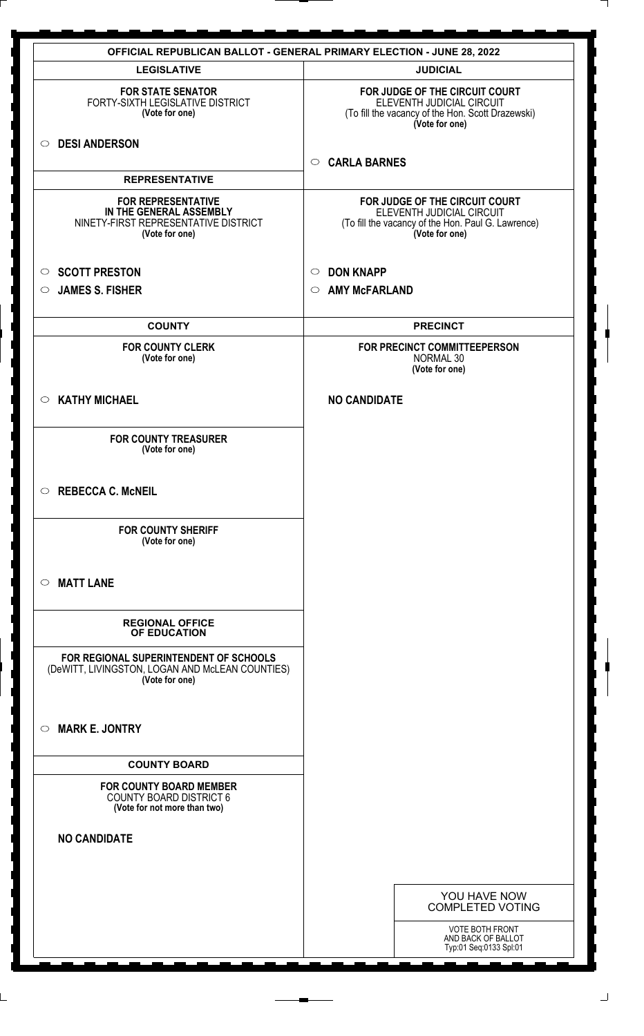## OFFICIAL REPUBLICAN BALLOT - GENERAL PRIMARY ELECTION - JUNE 28, 2022

### LEGISLATIVE

**FOR STATE SENATOR**
FORTY-SIXTH LEGISLATIVE DISTRICT
**(Vote for one)**

○ **DESI ANDERSON**

### REPRESENTATIVE

**FOR REPRESENTATIVE IN THE GENERAL ASSEMBLY**
NINETY-FIRST REPRESENTATIVE DISTRICT
**(Vote for one)**

○ **SCOTT PRESTON**
○ **JAMES S. FISHER**

### COUNTY

**FOR COUNTY CLERK**
**(Vote for one)**

○ **KATHY MICHAEL**

**FOR COUNTY TREASURER**
**(Vote for one)**

○ **REBECCA C. McNEIL**

**FOR COUNTY SHERIFF**
**(Vote for one)**

○ **MATT LANE**

### REGIONAL OFFICE OF EDUCATION

**FOR REGIONAL SUPERINTENDENT OF SCHOOLS**
(DeWITT, LIVINGSTON, LOGAN AND McLEAN COUNTIES)
**(Vote for one)**

○ **MARK E. JONTRY**

### COUNTY BOARD

**FOR COUNTY BOARD MEMBER**
COUNTY BOARD DISTRICT 6
**(Vote for not more than two)**

**NO CANDIDATE**

### JUDICIAL

**FOR JUDGE OF THE CIRCUIT COURT**
ELEVENTH JUDICIAL CIRCUIT
(To fill the vacancy of the Hon. Scott Drazewski)
**(Vote for one)**

○ **CARLA BARNES**

**FOR JUDGE OF THE CIRCUIT COURT**
ELEVENTH JUDICIAL CIRCUIT
(To fill the vacancy of the Hon. Paul G. Lawrence)
**(Vote for one)**

○ **DON KNAPP**
○ **AMY McFARLAND**

### PRECINCT

**FOR PRECINCT COMMITTEEPERSON**
NORMAL 30
**(Vote for one)**

**NO CANDIDATE**

YOU HAVE NOW COMPLETED VOTING

VOTE BOTH FRONT AND BACK OF BALLOT
Typ:01 Seq:0133 Spl:01